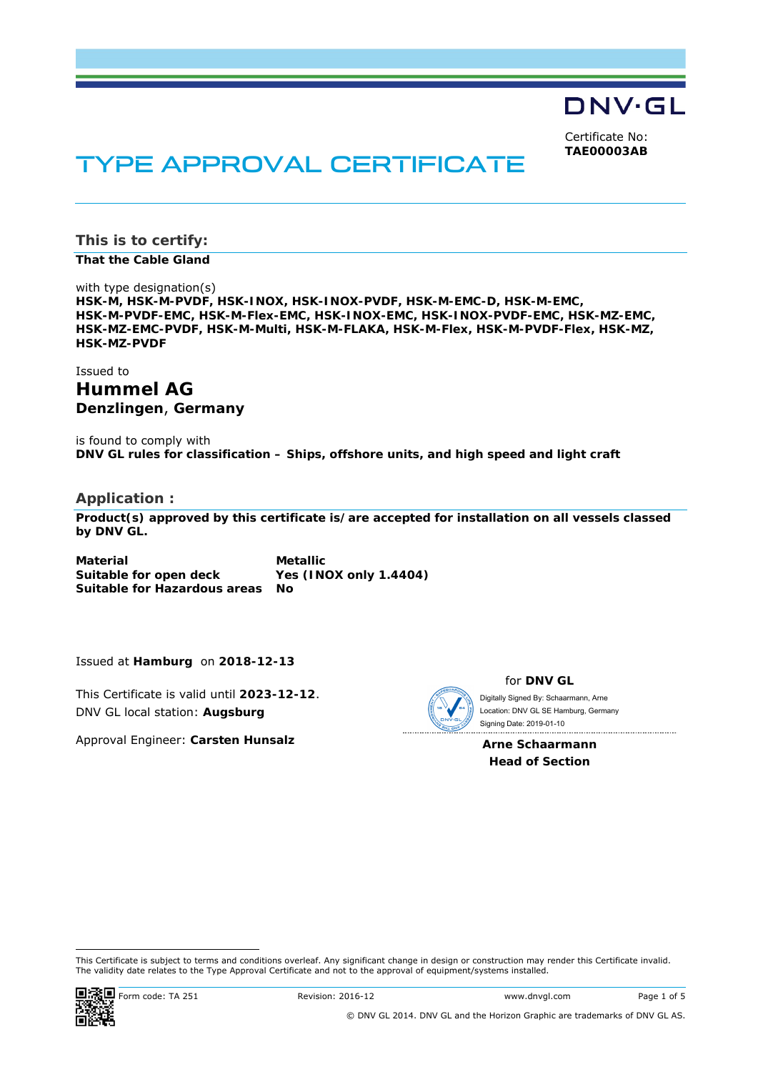DNV·GL

Certificate No:
**TAE00003AB**

# TYPE APPROVAL CERTIFICATE

## This is to certify:

**That the Cable Gland**

with type designation(s)
**HSK-M, HSK-M-PVDF, HSK-INOX, HSK-INOX-PVDF, HSK-M-EMC-D, HSK-M-EMC, HSK-M-PVDF-EMC, HSK-M-Flex-EMC, HSK-INOX-EMC, HSK-INOX-PVDF-EMC, HSK-MZ-EMC, HSK-MZ-EMC-PVDF, HSK-M-Multi, HSK-M-FLAKA, HSK-M-Flex, HSK-M-PVDF-Flex, HSK-MZ, HSK-MZ-PVDF**

Issued to

**Hummel AG**
**Denzlingen**, **Germany**

is found to comply with
**DNV GL rules for classification – Ships, offshore units, and high speed and light craft**

## Application :

**Product(s) approved by this certificate is/are accepted for installation on all vessels classed by DNV GL.**

| | |
|---|---|
| **Material** | **Metallic** |
| **Suitable for open deck** | **Yes (INOX only 1.4404)** |
| **Suitable for Hazardous areas** | **No** |

Issued at **Hamburg** on **2018-12-13**

This Certificate is valid until **2023-12-12**.
DNV GL local station: **Augsburg**

Approval Engineer: **Carsten Hunsalz**

for **DNV GL**

Digitally Signed By: Schaarmann, Arne
Location: DNV GL SE Hamburg, Germany
Signing Date: 2019-01-10

**Arne Schaarmann**
**Head of Section**

This Certificate is subject to terms and conditions overleaf. Any significant change in design or construction may render this Certificate invalid. The validity date relates to the Type Approval Certificate and not to the approval of equipment/systems installed.

Form code: TA 251 Revision: 2016-12 www.dnvgl.com

© DNV GL 2014. DNV GL and the Horizon Graphic are trademarks of DNV GL AS.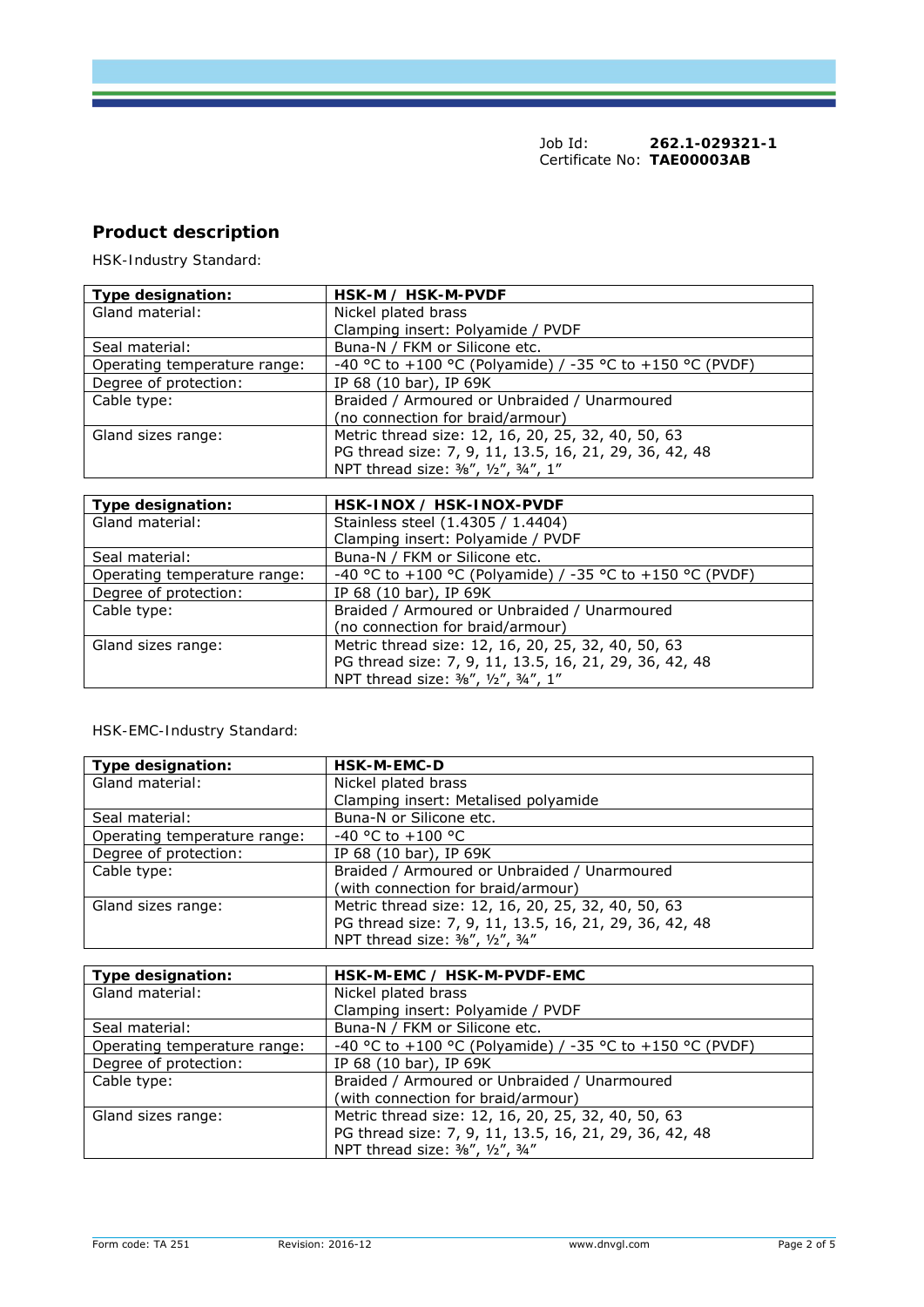Job Id: **262.1-029321-1**
Certificate No: **TAE00003AB**

## Product description

HSK-Industry Standard:

| **Type designation:** | **HSK-M / HSK-M-PVDF** |
|---|---|
| Gland material: | Nickel plated brass<br>Clamping insert: Polyamide / PVDF |
| Seal material: | Buna-N / FKM or Silicone etc. |
| Operating temperature range: | -40 °C to +100 °C (Polyamide) / -35 °C to +150 °C (PVDF) |
| Degree of protection: | IP 68 (10 bar), IP 69K |
| Cable type: | Braided / Armoured or Unbraided / Unarmoured<br>(no connection for braid/armour) |
| Gland sizes range: | Metric thread size: 12, 16, 20, 25, 32, 40, 50, 63<br>PG thread size: 7, 9, 11, 13.5, 16, 21, 29, 36, 42, 48<br>NPT thread size: ⅜", ½", ¾", 1" |

| **Type designation:** | **HSK-INOX / HSK-INOX-PVDF** |
|---|---|
| Gland material: | Stainless steel (1.4305 / 1.4404)<br>Clamping insert: Polyamide / PVDF |
| Seal material: | Buna-N / FKM or Silicone etc. |
| Operating temperature range: | -40 °C to +100 °C (Polyamide) / -35 °C to +150 °C (PVDF) |
| Degree of protection: | IP 68 (10 bar), IP 69K |
| Cable type: | Braided / Armoured or Unbraided / Unarmoured<br>(no connection for braid/armour) |
| Gland sizes range: | Metric thread size: 12, 16, 20, 25, 32, 40, 50, 63<br>PG thread size: 7, 9, 11, 13.5, 16, 21, 29, 36, 42, 48<br>NPT thread size: ⅜", ½", ¾", 1" |

HSK-EMC-Industry Standard:

| **Type designation:** | **HSK-M-EMC-D** |
|---|---|
| Gland material: | Nickel plated brass<br>Clamping insert: Metalised polyamide |
| Seal material: | Buna-N or Silicone etc. |
| Operating temperature range: | -40 °C to +100 °C |
| Degree of protection: | IP 68 (10 bar), IP 69K |
| Cable type: | Braided / Armoured or Unbraided / Unarmoured<br>(with connection for braid/armour) |
| Gland sizes range: | Metric thread size: 12, 16, 20, 25, 32, 40, 50, 63<br>PG thread size: 7, 9, 11, 13.5, 16, 21, 29, 36, 42, 48<br>NPT thread size: ⅜", ½", ¾" |

| **Type designation:** | **HSK-M-EMC / HSK-M-PVDF-EMC** |
|---|---|
| Gland material: | Nickel plated brass<br>Clamping insert: Polyamide / PVDF |
| Seal material: | Buna-N / FKM or Silicone etc. |
| Operating temperature range: | -40 °C to +100 °C (Polyamide) / -35 °C to +150 °C (PVDF) |
| Degree of protection: | IP 68 (10 bar), IP 69K |
| Cable type: | Braided / Armoured or Unbraided / Unarmoured<br>(with connection for braid/armour) |
| Gland sizes range: | Metric thread size: 12, 16, 20, 25, 32, 40, 50, 63<br>PG thread size: 7, 9, 11, 13.5, 16, 21, 29, 36, 42, 48<br>NPT thread size: ⅜", ½", ¾" |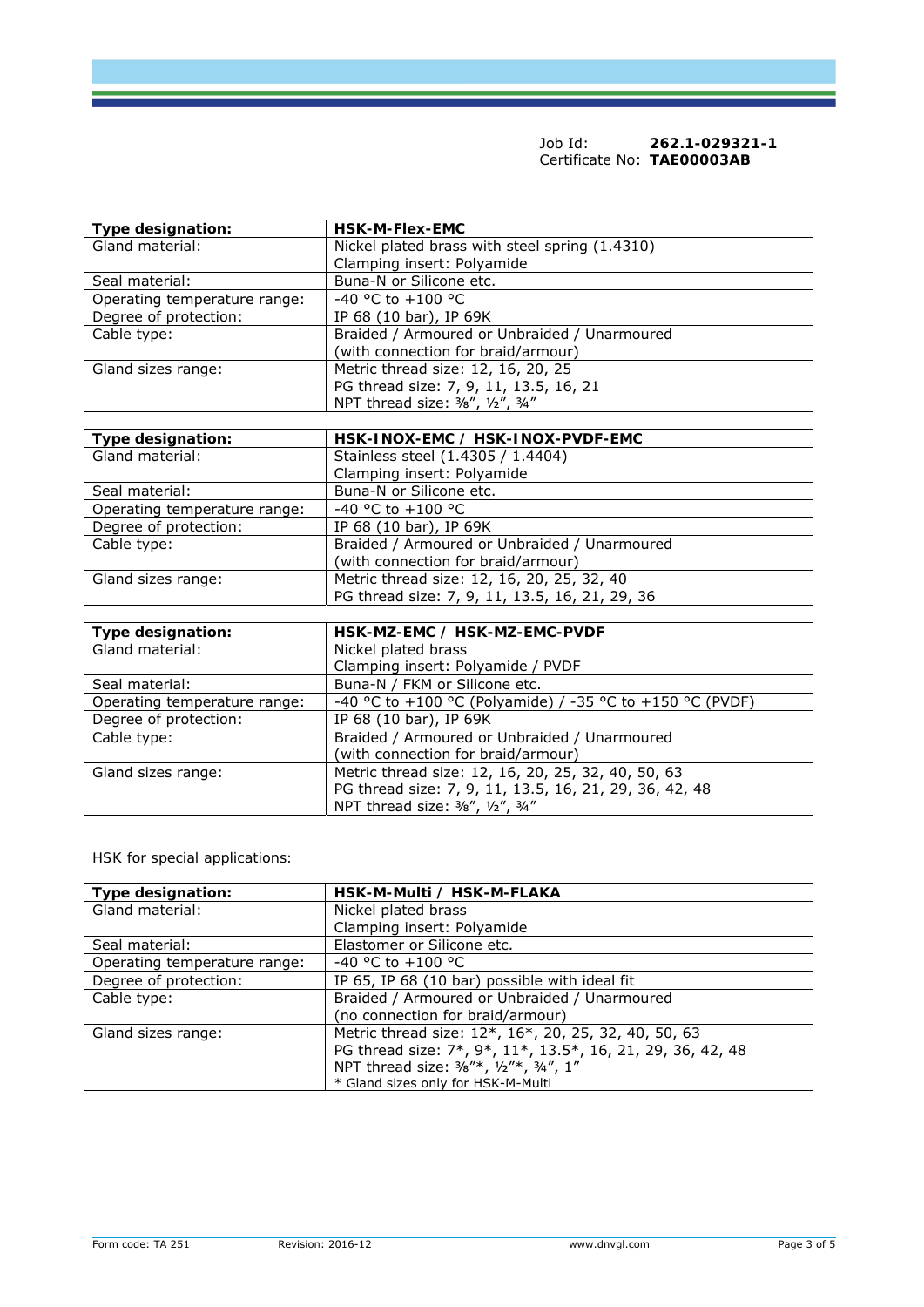Job Id: **262.1-029321-1**
Certificate No: **TAE00003AB**

| **Type designation:** | **HSK-M-Flex-EMC** |
|---|---|
| Gland material: | Nickel plated brass with steel spring (1.4310)<br>Clamping insert: Polyamide |
| Seal material: | Buna-N or Silicone etc. |
| Operating temperature range: | -40 °C to +100 °C |
| Degree of protection: | IP 68 (10 bar), IP 69K |
| Cable type: | Braided / Armoured or Unbraided / Unarmoured<br>(with connection for braid/armour) |
| Gland sizes range: | Metric thread size: 12, 16, 20, 25<br>PG thread size: 7, 9, 11, 13.5, 16, 21<br>NPT thread size: ⅜", ½", ¾" |

| **Type designation:** | **HSK-INOX-EMC / HSK-INOX-PVDF-EMC** |
|---|---|
| Gland material: | Stainless steel (1.4305 / 1.4404)<br>Clamping insert: Polyamide |
| Seal material: | Buna-N or Silicone etc. |
| Operating temperature range: | -40 °C to +100 °C |
| Degree of protection: | IP 68 (10 bar), IP 69K |
| Cable type: | Braided / Armoured or Unbraided / Unarmoured<br>(with connection for braid/armour) |
| Gland sizes range: | Metric thread size: 12, 16, 20, 25, 32, 40<br>PG thread size: 7, 9, 11, 13.5, 16, 21, 29, 36 |

| **Type designation:** | **HSK-MZ-EMC / HSK-MZ-EMC-PVDF** |
|---|---|
| Gland material: | Nickel plated brass<br>Clamping insert: Polyamide / PVDF |
| Seal material: | Buna-N / FKM or Silicone etc. |
| Operating temperature range: | -40 °C to +100 °C (Polyamide) / -35 °C to +150 °C (PVDF) |
| Degree of protection: | IP 68 (10 bar), IP 69K |
| Cable type: | Braided / Armoured or Unbraided / Unarmoured<br>(with connection for braid/armour) |
| Gland sizes range: | Metric thread size: 12, 16, 20, 25, 32, 40, 50, 63<br>PG thread size: 7, 9, 11, 13.5, 16, 21, 29, 36, 42, 48<br>NPT thread size: ⅜", ½", ¾" |

HSK for special applications:

| **Type designation:** | **HSK-M-Multi / HSK-M-FLAKA** |
|---|---|
| Gland material: | Nickel plated brass<br>Clamping insert: Polyamide |
| Seal material: | Elastomer or Silicone etc. |
| Operating temperature range: | -40 °C to +100 °C |
| Degree of protection: | IP 65, IP 68 (10 bar) possible with ideal fit |
| Cable type: | Braided / Armoured or Unbraided / Unarmoured<br>(no connection for braid/armour) |
| Gland sizes range: | Metric thread size: 12*, 16*, 20, 25, 32, 40, 50, 63<br>PG thread size: 7*, 9*, 11*, 13.5*, 16, 21, 29, 36, 42, 48<br>NPT thread size: ⅜"*, ½"*, ¾", 1"<br>* Gland sizes only for HSK-M-Multi |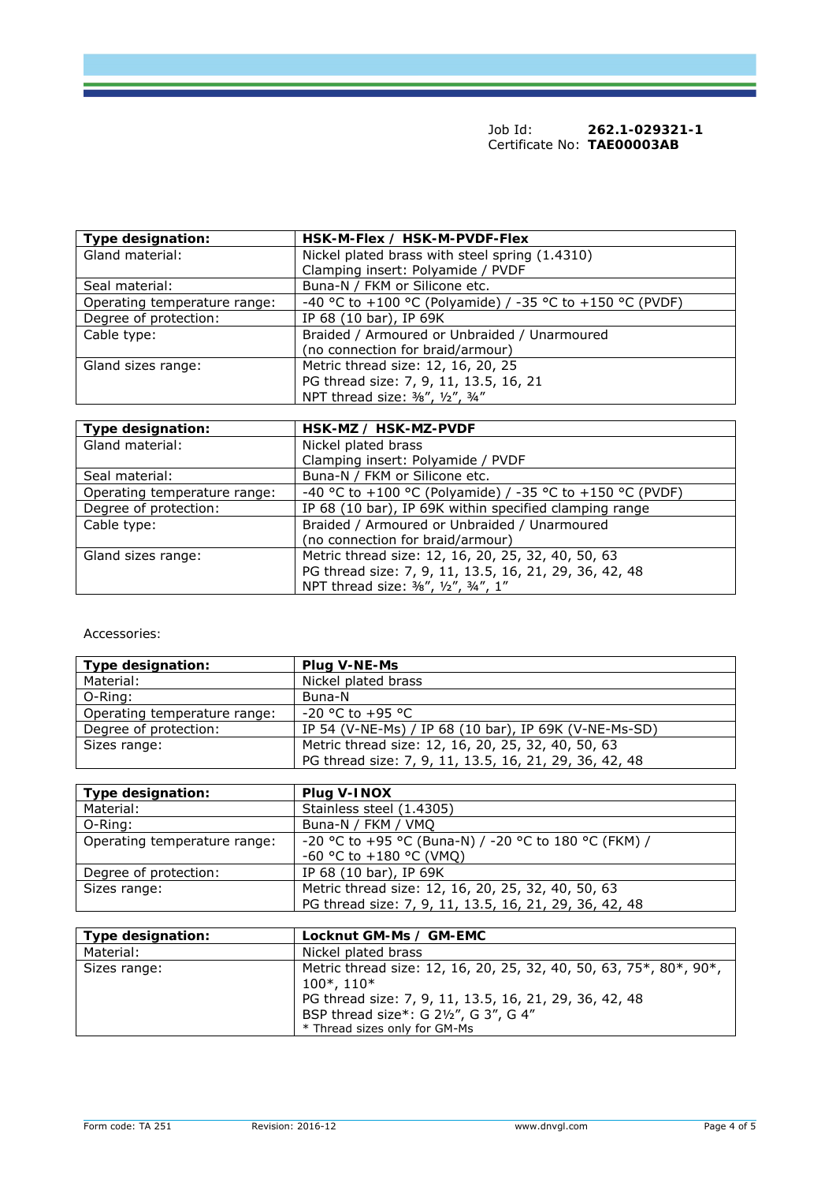Job Id: **262.1-029321-1**
Certificate No: **TAE00003AB**

| **Type designation:** | **HSK-M-Flex / HSK-M-PVDF-Flex** |
|---|---|
| Gland material: | Nickel plated brass with steel spring (1.4310)<br>Clamping insert: Polyamide / PVDF |
| Seal material: | Buna-N / FKM or Silicone etc. |
| Operating temperature range: | -40 °C to +100 °C (Polyamide) / -35 °C to +150 °C (PVDF) |
| Degree of protection: | IP 68 (10 bar), IP 69K |
| Cable type: | Braided / Armoured or Unbraided / Unarmoured<br>(no connection for braid/armour) |
| Gland sizes range: | Metric thread size: 12, 16, 20, 25<br>PG thread size: 7, 9, 11, 13.5, 16, 21<br>NPT thread size: ⅜", ½", ¾" |

| **Type designation:** | **HSK-MZ / HSK-MZ-PVDF** |
|---|---|
| Gland material: | Nickel plated brass<br>Clamping insert: Polyamide / PVDF |
| Seal material: | Buna-N / FKM or Silicone etc. |
| Operating temperature range: | -40 °C to +100 °C (Polyamide) / -35 °C to +150 °C (PVDF) |
| Degree of protection: | IP 68 (10 bar), IP 69K within specified clamping range |
| Cable type: | Braided / Armoured or Unbraided / Unarmoured<br>(no connection for braid/armour) |
| Gland sizes range: | Metric thread size: 12, 16, 20, 25, 32, 40, 50, 63<br>PG thread size: 7, 9, 11, 13.5, 16, 21, 29, 36, 42, 48<br>NPT thread size: ⅜", ½", ¾", 1" |

Accessories:

| **Type designation:** | **Plug V-NE-Ms** |
|---|---|
| Material: | Nickel plated brass |
| O-Ring: | Buna-N |
| Operating temperature range: | -20 °C to +95 °C |
| Degree of protection: | IP 54 (V-NE-Ms) / IP 68 (10 bar), IP 69K (V-NE-Ms-SD) |
| Sizes range: | Metric thread size: 12, 16, 20, 25, 32, 40, 50, 63<br>PG thread size: 7, 9, 11, 13.5, 16, 21, 29, 36, 42, 48 |

| **Type designation:** | **Plug V-INOX** |
|---|---|
| Material: | Stainless steel (1.4305) |
| O-Ring: | Buna-N / FKM / VMQ |
| Operating temperature range: | -20 °C to +95 °C (Buna-N) / -20 °C to 180 °C (FKM) /<br>-60 °C to +180 °C (VMQ) |
| Degree of protection: | IP 68 (10 bar), IP 69K |
| Sizes range: | Metric thread size: 12, 16, 20, 25, 32, 40, 50, 63<br>PG thread size: 7, 9, 11, 13.5, 16, 21, 29, 36, 42, 48 |

| **Type designation:** | **Locknut GM-Ms / GM-EMC** |
|---|---|
| Material: | Nickel plated brass |
| Sizes range: | Metric thread size: 12, 16, 20, 25, 32, 40, 50, 63, 75*, 80*, 90*, 100*, 110*<br>PG thread size: 7, 9, 11, 13.5, 16, 21, 29, 36, 42, 48<br>BSP thread size*: G 2½", G 3", G 4"<br>* Thread sizes only for GM-Ms |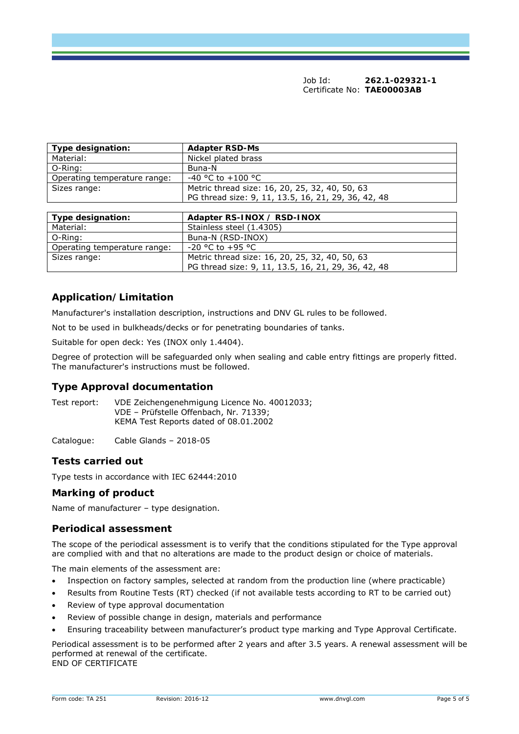Job Id: **262.1-029321-1**
Certificate No: **TAE00003AB**

| **Type designation:** | **Adapter RSD-Ms** |
|---|---|
| Material: | Nickel plated brass |
| O-Ring: | Buna-N |
| Operating temperature range: | -40 °C to +100 °C |
| Sizes range: | Metric thread size: 16, 20, 25, 32, 40, 50, 63<br>PG thread size: 9, 11, 13.5, 16, 21, 29, 36, 42, 48 |

| **Type designation:** | **Adapter RS-INOX / RSD-INOX** |
|---|---|
| Material: | Stainless steel (1.4305) |
| O-Ring: | Buna-N (RSD-INOX) |
| Operating temperature range: | -20 °C to +95 °C |
| Sizes range: | Metric thread size: 16, 20, 25, 32, 40, 50, 63<br>PG thread size: 9, 11, 13.5, 16, 21, 29, 36, 42, 48 |

## Application/Limitation

Manufacturer's installation description, instructions and DNV GL rules to be followed.

Not to be used in bulkheads/decks or for penetrating boundaries of tanks.

Suitable for open deck: Yes (INOX only 1.4404).

Degree of protection will be safeguarded only when sealing and cable entry fittings are properly fitted. The manufacturer's instructions must be followed.

## Type Approval documentation

Test report: VDE Zeichengenehmigung Licence No. 40012033;
VDE – Prüfstelle Offenbach, Nr. 71339;
KEMA Test Reports dated of 08.01.2002

Catalogue: Cable Glands – 2018-05

## Tests carried out

Type tests in accordance with IEC 62444:2010

## Marking of product

Name of manufacturer – type designation.

## Periodical assessment

The scope of the periodical assessment is to verify that the conditions stipulated for the Type approval are complied with and that no alterations are made to the product design or choice of materials.

The main elements of the assessment are:

- Inspection on factory samples, selected at random from the production line (where practicable)
- Results from Routine Tests (RT) checked (if not available tests according to RT to be carried out)
- Review of type approval documentation
- Review of possible change in design, materials and performance
- Ensuring traceability between manufacturer's product type marking and Type Approval Certificate.

Periodical assessment is to be performed after 2 years and after 3.5 years. A renewal assessment will be performed at renewal of the certificate.
END OF CERTIFICATE